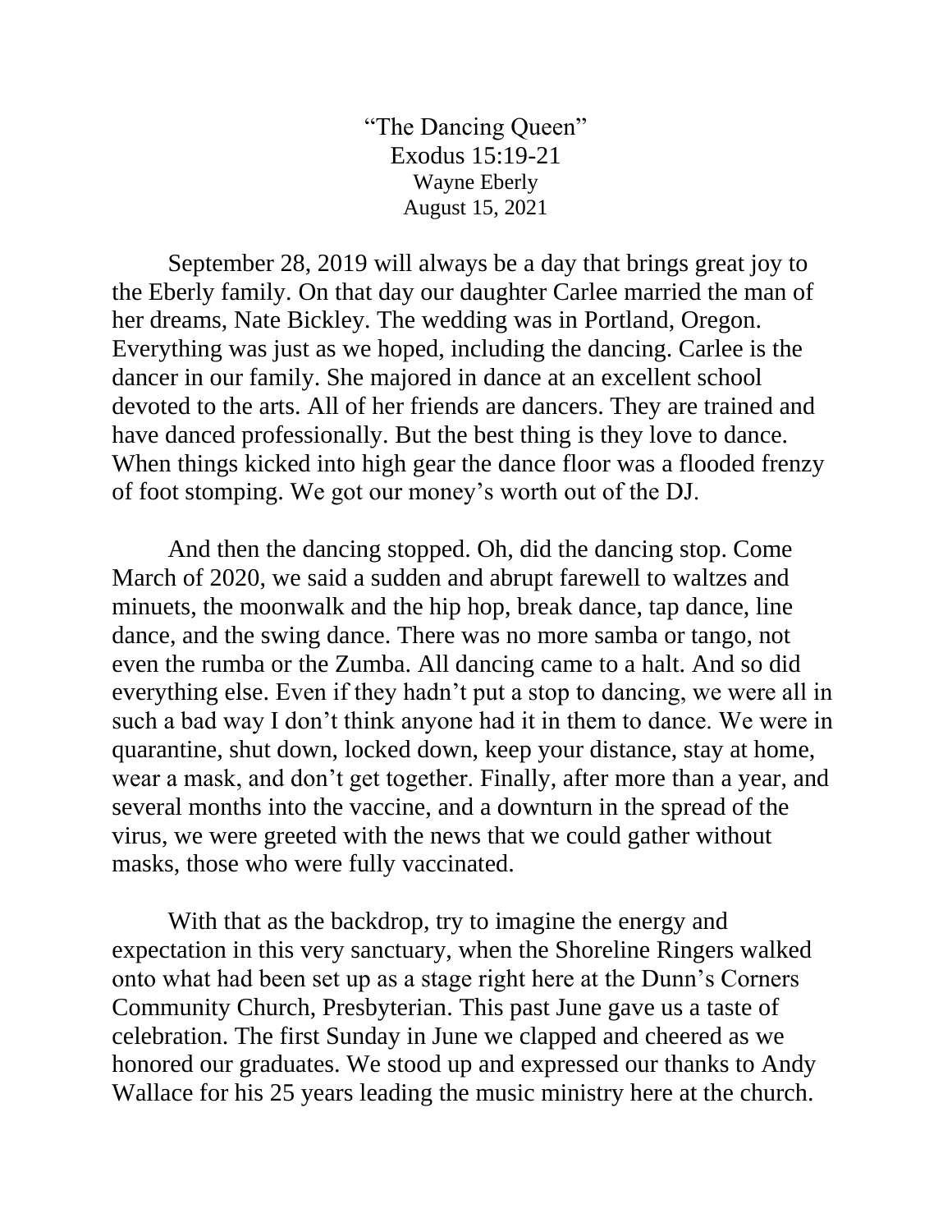# "The Dancing Queen"

Exodus 15:19-21

Wayne Eberly

August 15, 2021

September 28, 2019 will always be a day that brings great joy to the Eberly family. On that day our daughter Carlee married the man of her dreams, Nate Bickley. The wedding was in Portland, Oregon. Everything was just as we hoped, including the dancing. Carlee is the dancer in our family. She majored in dance at an excellent school devoted to the arts. All of her friends are dancers. They are trained and have danced professionally. But the best thing is they love to dance. When things kicked into high gear the dance floor was a flooded frenzy of foot stomping. We got our money's worth out of the DJ.

And then the dancing stopped. Oh, did the dancing stop. Come March of 2020, we said a sudden and abrupt farewell to waltzes and minuets, the moonwalk and the hip hop, break dance, tap dance, line dance, and the swing dance. There was no more samba or tango, not even the rumba or the Zumba. All dancing came to a halt. And so did everything else. Even if they hadn't put a stop to dancing, we were all in such a bad way I don't think anyone had it in them to dance. We were in quarantine, shut down, locked down, keep your distance, stay at home, wear a mask, and don't get together. Finally, after more than a year, and several months into the vaccine, and a downturn in the spread of the virus, we were greeted with the news that we could gather without masks, those who were fully vaccinated.

With that as the backdrop, try to imagine the energy and expectation in this very sanctuary, when the Shoreline Ringers walked onto what had been set up as a stage right here at the Dunn's Corners Community Church, Presbyterian. This past June gave us a taste of celebration. The first Sunday in June we clapped and cheered as we honored our graduates. We stood up and expressed our thanks to Andy Wallace for his 25 years leading the music ministry here at the church.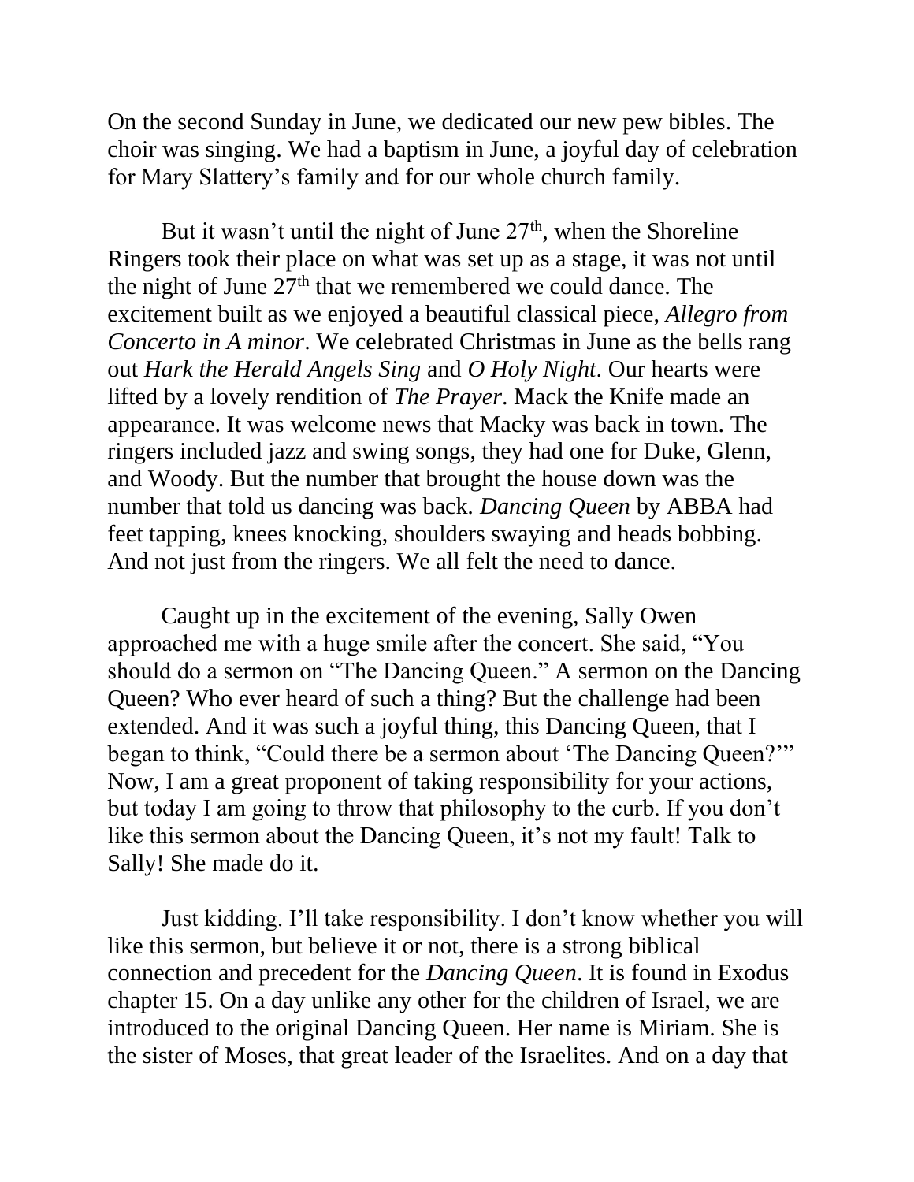On the second Sunday in June, we dedicated our new pew bibles. The choir was singing. We had a baptism in June, a joyful day of celebration for Mary Slattery's family and for our whole church family.

But it wasn't until the night of June 27th, when the Shoreline Ringers took their place on what was set up as a stage, it was not until the night of June 27th that we remembered we could dance. The excitement built as we enjoyed a beautiful classical piece, *Allegro from Concerto in A minor*. We celebrated Christmas in June as the bells rang out *Hark the Herald Angels Sing* and *O Holy Night*. Our hearts were lifted by a lovely rendition of *The Prayer*. Mack the Knife made an appearance. It was welcome news that Macky was back in town. The ringers included jazz and swing songs, they had one for Duke, Glenn, and Woody. But the number that brought the house down was the number that told us dancing was back. *Dancing Queen* by ABBA had feet tapping, knees knocking, shoulders swaying and heads bobbing. And not just from the ringers. We all felt the need to dance.

Caught up in the excitement of the evening, Sally Owen approached me with a huge smile after the concert. She said, "You should do a sermon on "The Dancing Queen." A sermon on the Dancing Queen? Who ever heard of such a thing? But the challenge had been extended. And it was such a joyful thing, this Dancing Queen, that I began to think, "Could there be a sermon about 'The Dancing Queen?'" Now, I am a great proponent of taking responsibility for your actions, but today I am going to throw that philosophy to the curb. If you don't like this sermon about the Dancing Queen, it's not my fault! Talk to Sally! She made do it.

Just kidding. I'll take responsibility. I don't know whether you will like this sermon, but believe it or not, there is a strong biblical connection and precedent for the *Dancing Queen*. It is found in Exodus chapter 15. On a day unlike any other for the children of Israel, we are introduced to the original Dancing Queen. Her name is Miriam. She is the sister of Moses, that great leader of the Israelites. And on a day that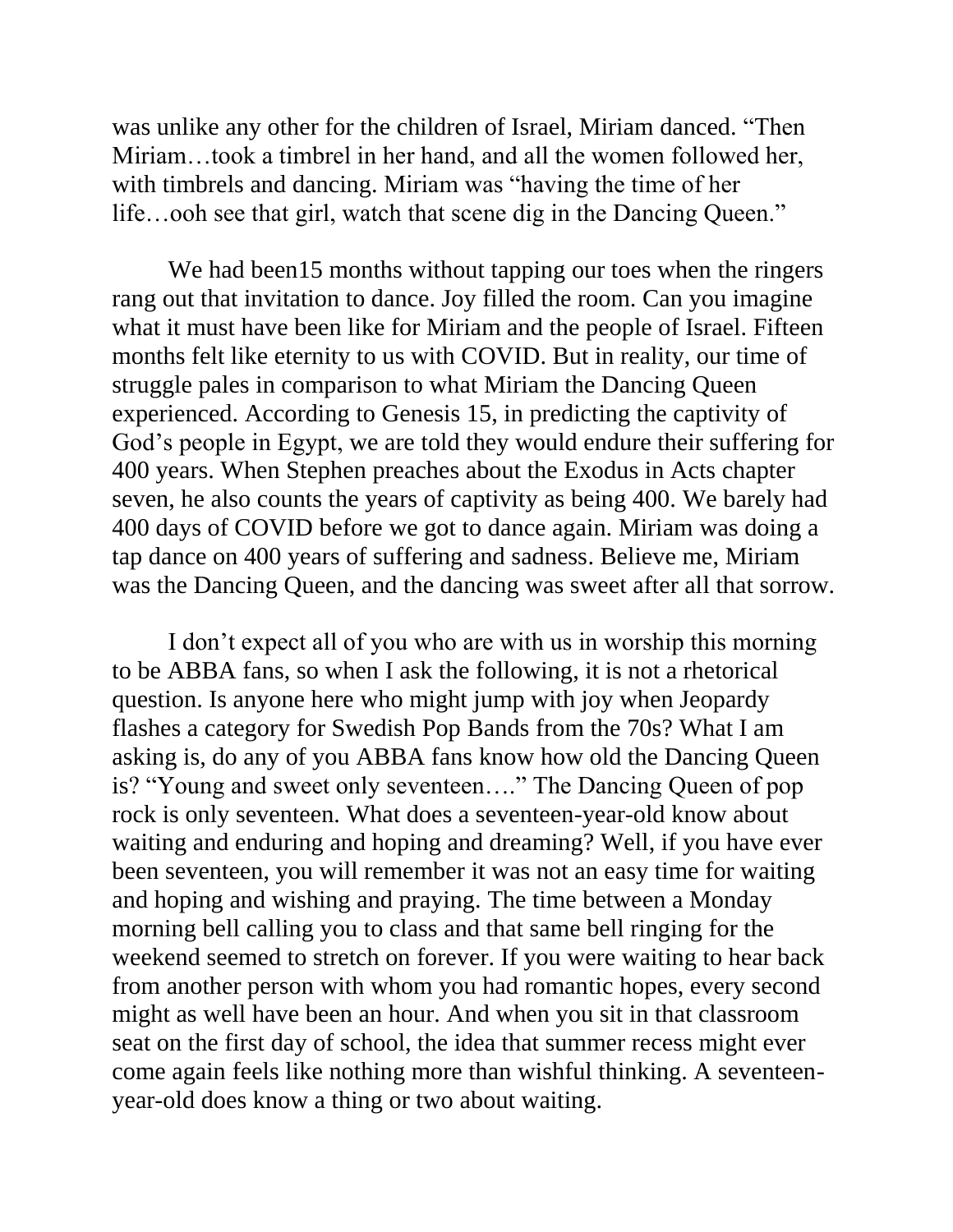was unlike any other for the children of Israel, Miriam danced. "Then Miriam…took a timbrel in her hand, and all the women followed her, with timbrels and dancing. Miriam was "having the time of her life…ooh see that girl, watch that scene dig in the Dancing Queen."

We had been15 months without tapping our toes when the ringers rang out that invitation to dance. Joy filled the room. Can you imagine what it must have been like for Miriam and the people of Israel. Fifteen months felt like eternity to us with COVID. But in reality, our time of struggle pales in comparison to what Miriam the Dancing Queen experienced. According to Genesis 15, in predicting the captivity of God's people in Egypt, we are told they would endure their suffering for 400 years. When Stephen preaches about the Exodus in Acts chapter seven, he also counts the years of captivity as being 400. We barely had 400 days of COVID before we got to dance again. Miriam was doing a tap dance on 400 years of suffering and sadness. Believe me, Miriam was the Dancing Queen, and the dancing was sweet after all that sorrow.

I don't expect all of you who are with us in worship this morning to be ABBA fans, so when I ask the following, it is not a rhetorical question. Is anyone here who might jump with joy when Jeopardy flashes a category for Swedish Pop Bands from the 70s? What I am asking is, do any of you ABBA fans know how old the Dancing Queen is? "Young and sweet only seventeen…." The Dancing Queen of pop rock is only seventeen. What does a seventeen-year-old know about waiting and enduring and hoping and dreaming? Well, if you have ever been seventeen, you will remember it was not an easy time for waiting and hoping and wishing and praying. The time between a Monday morning bell calling you to class and that same bell ringing for the weekend seemed to stretch on forever. If you were waiting to hear back from another person with whom you had romantic hopes, every second might as well have been an hour. And when you sit in that classroom seat on the first day of school, the idea that summer recess might ever come again feels like nothing more than wishful thinking. A seventeen-year-old does know a thing or two about waiting.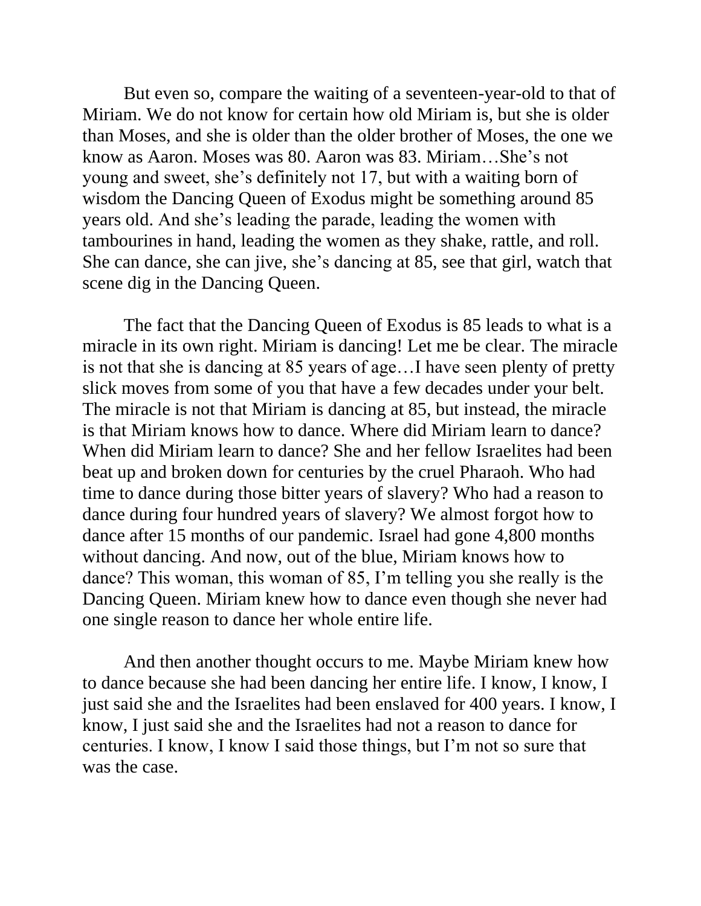But even so, compare the waiting of a seventeen-year-old to that of Miriam. We do not know for certain how old Miriam is, but she is older than Moses, and she is older than the older brother of Moses, the one we know as Aaron. Moses was 80. Aaron was 83. Miriam…She's not young and sweet, she's definitely not 17, but with a waiting born of wisdom the Dancing Queen of Exodus might be something around 85 years old. And she's leading the parade, leading the women with tambourines in hand, leading the women as they shake, rattle, and roll. She can dance, she can jive, she's dancing at 85, see that girl, watch that scene dig in the Dancing Queen.

The fact that the Dancing Queen of Exodus is 85 leads to what is a miracle in its own right. Miriam is dancing! Let me be clear. The miracle is not that she is dancing at 85 years of age…I have seen plenty of pretty slick moves from some of you that have a few decades under your belt. The miracle is not that Miriam is dancing at 85, but instead, the miracle is that Miriam knows how to dance. Where did Miriam learn to dance? When did Miriam learn to dance? She and her fellow Israelites had been beat up and broken down for centuries by the cruel Pharaoh. Who had time to dance during those bitter years of slavery? Who had a reason to dance during four hundred years of slavery? We almost forgot how to dance after 15 months of our pandemic. Israel had gone 4,800 months without dancing. And now, out of the blue, Miriam knows how to dance? This woman, this woman of 85, I'm telling you she really is the Dancing Queen. Miriam knew how to dance even though she never had one single reason to dance her whole entire life.

And then another thought occurs to me. Maybe Miriam knew how to dance because she had been dancing her entire life. I know, I know, I just said she and the Israelites had been enslaved for 400 years. I know, I know, I just said she and the Israelites had not a reason to dance for centuries. I know, I know I said those things, but I'm not so sure that was the case.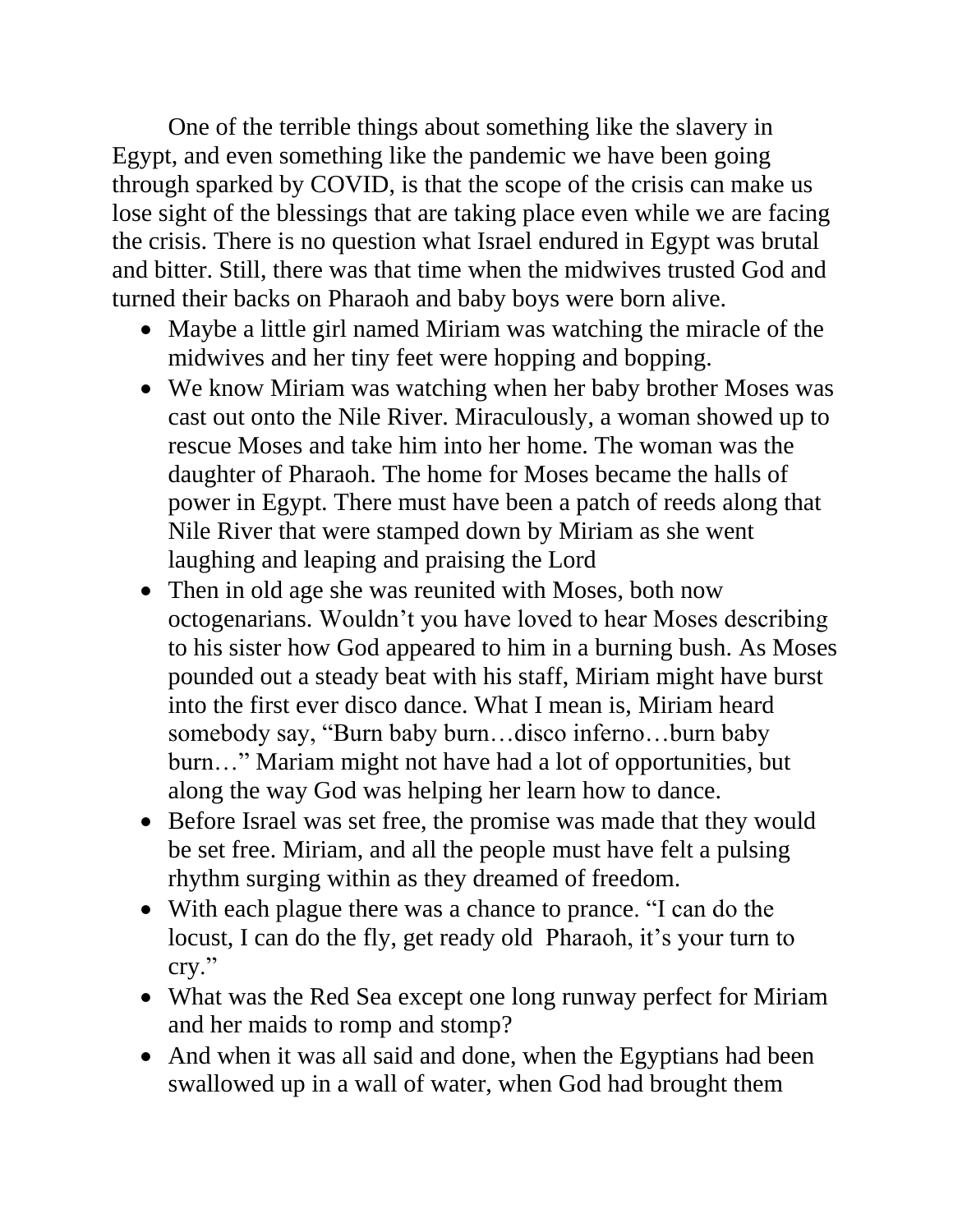One of the terrible things about something like the slavery in Egypt, and even something like the pandemic we have been going through sparked by COVID, is that the scope of the crisis can make us lose sight of the blessings that are taking place even while we are facing the crisis. There is no question what Israel endured in Egypt was brutal and bitter. Still, there was that time when the midwives trusted God and turned their backs on Pharaoh and baby boys were born alive.

- Maybe a little girl named Miriam was watching the miracle of the midwives and her tiny feet were hopping and bopping.
- We know Miriam was watching when her baby brother Moses was cast out onto the Nile River. Miraculously, a woman showed up to rescue Moses and take him into her home. The woman was the daughter of Pharaoh. The home for Moses became the halls of power in Egypt. There must have been a patch of reeds along that Nile River that were stamped down by Miriam as she went laughing and leaping and praising the Lord
- Then in old age she was reunited with Moses, both now octogenarians. Wouldn't you have loved to hear Moses describing to his sister how God appeared to him in a burning bush. As Moses pounded out a steady beat with his staff, Miriam might have burst into the first ever disco dance. What I mean is, Miriam heard somebody say, "Burn baby burn…disco inferno…burn baby burn…" Mariam might not have had a lot of opportunities, but along the way God was helping her learn how to dance.
- Before Israel was set free, the promise was made that they would be set free. Miriam, and all the people must have felt a pulsing rhythm surging within as they dreamed of freedom.
- With each plague there was a chance to prance. "I can do the locust, I can do the fly, get ready old Pharaoh, it's your turn to cry."
- What was the Red Sea except one long runway perfect for Miriam and her maids to romp and stomp?
- And when it was all said and done, when the Egyptians had been swallowed up in a wall of water, when God had brought them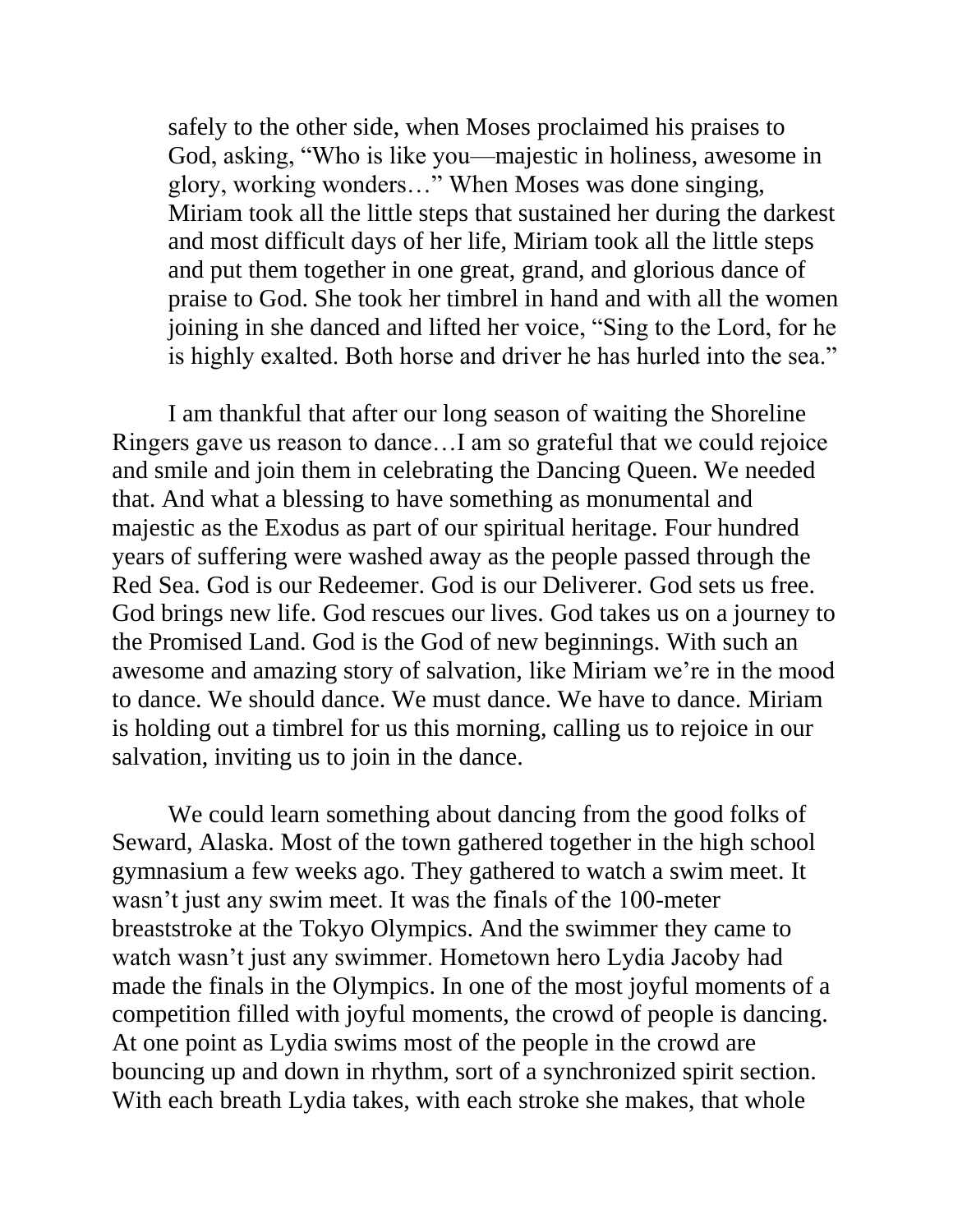> safely to the other side, when Moses proclaimed his praises to God, asking, "Who is like you—majestic in holiness, awesome in glory, working wonders…" When Moses was done singing, Miriam took all the little steps that sustained her during the darkest and most difficult days of her life, Miriam took all the little steps and put them together in one great, grand, and glorious dance of praise to God. She took her timbrel in hand and with all the women joining in she danced and lifted her voice, "Sing to the Lord, for he is highly exalted. Both horse and driver he has hurled into the sea."

I am thankful that after our long season of waiting the Shoreline Ringers gave us reason to dance…I am so grateful that we could rejoice and smile and join them in celebrating the Dancing Queen. We needed that. And what a blessing to have something as monumental and majestic as the Exodus as part of our spiritual heritage. Four hundred years of suffering were washed away as the people passed through the Red Sea. God is our Redeemer. God is our Deliverer. God sets us free. God brings new life. God rescues our lives. God takes us on a journey to the Promised Land. God is the God of new beginnings. With such an awesome and amazing story of salvation, like Miriam we're in the mood to dance. We should dance. We must dance. We have to dance. Miriam is holding out a timbrel for us this morning, calling us to rejoice in our salvation, inviting us to join in the dance.

We could learn something about dancing from the good folks of Seward, Alaska. Most of the town gathered together in the high school gymnasium a few weeks ago. They gathered to watch a swim meet. It wasn't just any swim meet. It was the finals of the 100-meter breaststroke at the Tokyo Olympics. And the swimmer they came to watch wasn't just any swimmer. Hometown hero Lydia Jacoby had made the finals in the Olympics. In one of the most joyful moments of a competition filled with joyful moments, the crowd of people is dancing. At one point as Lydia swims most of the people in the crowd are bouncing up and down in rhythm, sort of a synchronized spirit section. With each breath Lydia takes, with each stroke she makes, that whole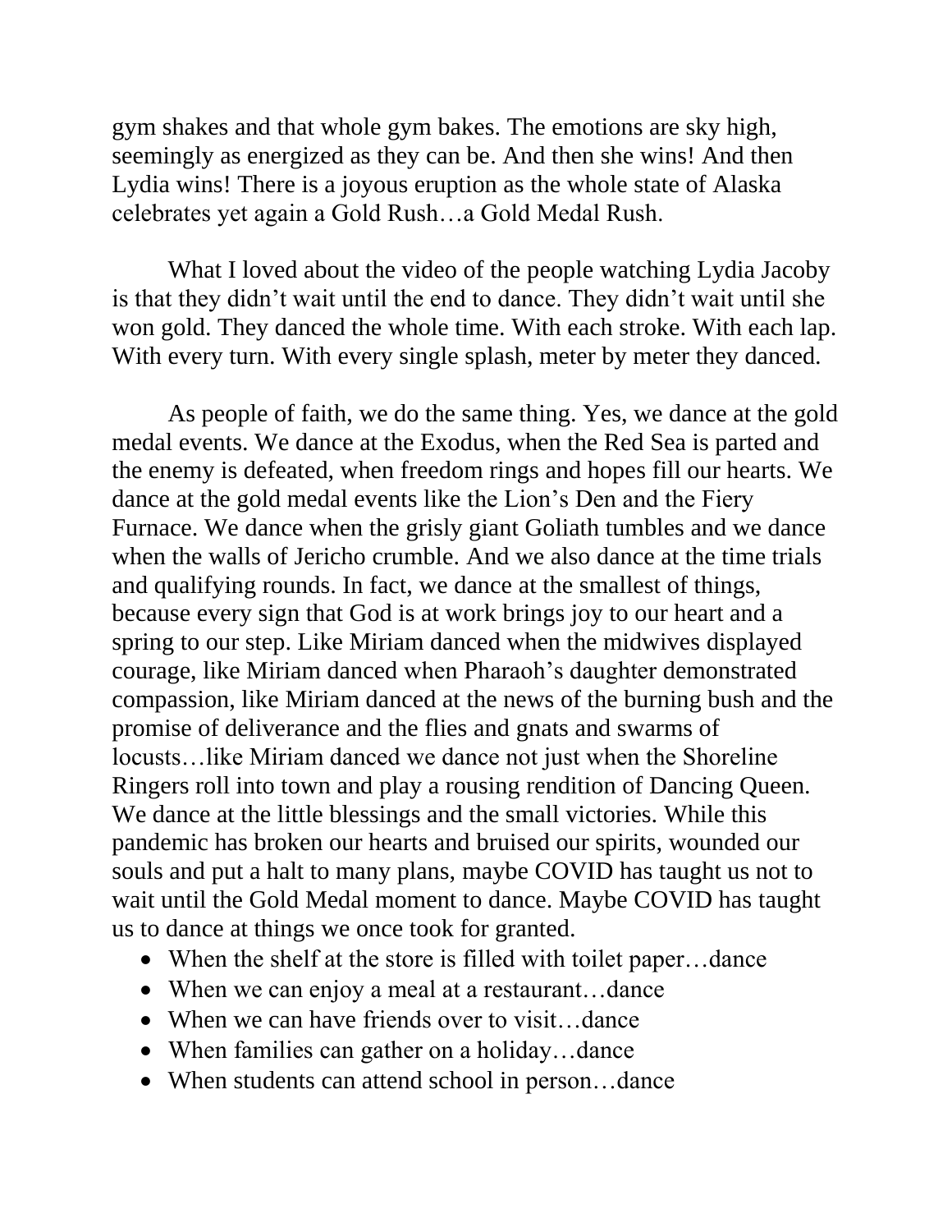gym shakes and that whole gym bakes. The emotions are sky high, seemingly as energized as they can be. And then she wins! And then Lydia wins! There is a joyous eruption as the whole state of Alaska celebrates yet again a Gold Rush…a Gold Medal Rush.

What I loved about the video of the people watching Lydia Jacoby is that they didn't wait until the end to dance. They didn't wait until she won gold. They danced the whole time. With each stroke. With each lap. With every turn. With every single splash, meter by meter they danced.

As people of faith, we do the same thing. Yes, we dance at the gold medal events. We dance at the Exodus, when the Red Sea is parted and the enemy is defeated, when freedom rings and hopes fill our hearts. We dance at the gold medal events like the Lion's Den and the Fiery Furnace. We dance when the grisly giant Goliath tumbles and we dance when the walls of Jericho crumble. And we also dance at the time trials and qualifying rounds. In fact, we dance at the smallest of things, because every sign that God is at work brings joy to our heart and a spring to our step. Like Miriam danced when the midwives displayed courage, like Miriam danced when Pharaoh's daughter demonstrated compassion, like Miriam danced at the news of the burning bush and the promise of deliverance and the flies and gnats and swarms of locusts…like Miriam danced we dance not just when the Shoreline Ringers roll into town and play a rousing rendition of Dancing Queen. We dance at the little blessings and the small victories. While this pandemic has broken our hearts and bruised our spirits, wounded our souls and put a halt to many plans, maybe COVID has taught us not to wait until the Gold Medal moment to dance. Maybe COVID has taught us to dance at things we once took for granted.

- When the shelf at the store is filled with toilet paper…dance
- When we can enjoy a meal at a restaurant…dance
- When we can have friends over to visit…dance
- When families can gather on a holiday…dance
- When students can attend school in person…dance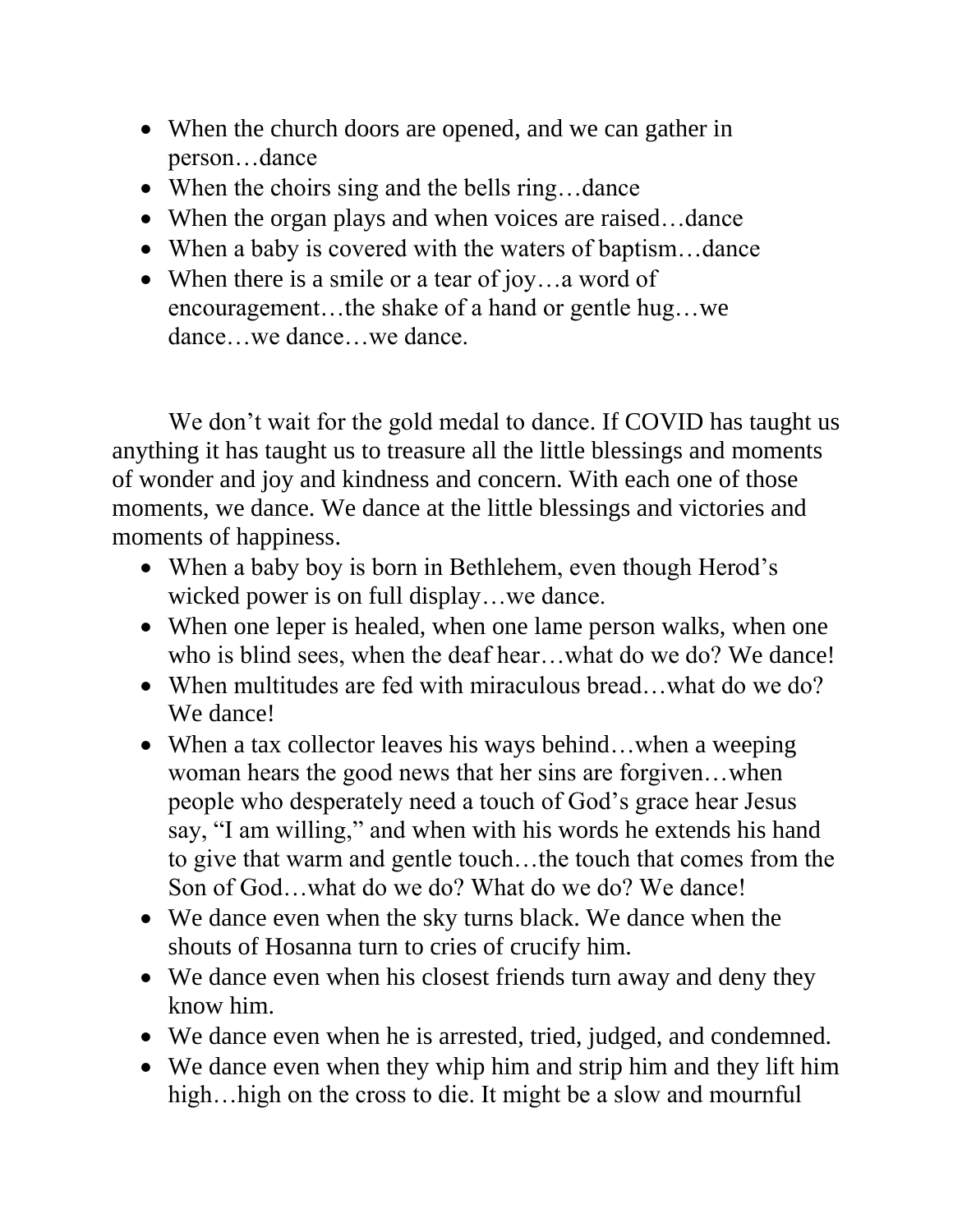- When the church doors are opened, and we can gather in person…dance
- When the choirs sing and the bells ring…dance
- When the organ plays and when voices are raised…dance
- When a baby is covered with the waters of baptism…dance
- When there is a smile or a tear of joy…a word of encouragement…the shake of a hand or gentle hug…we dance…we dance…we dance.

We don't wait for the gold medal to dance. If COVID has taught us anything it has taught us to treasure all the little blessings and moments of wonder and joy and kindness and concern. With each one of those moments, we dance. We dance at the little blessings and victories and moments of happiness.

- When a baby boy is born in Bethlehem, even though Herod's wicked power is on full display…we dance.
- When one leper is healed, when one lame person walks, when one who is blind sees, when the deaf hear…what do we do? We dance!
- When multitudes are fed with miraculous bread…what do we do? We dance!
- When a tax collector leaves his ways behind…when a weeping woman hears the good news that her sins are forgiven…when people who desperately need a touch of God's grace hear Jesus say, "I am willing," and when with his words he extends his hand to give that warm and gentle touch…the touch that comes from the Son of God…what do we do? What do we do? We dance!
- We dance even when the sky turns black. We dance when the shouts of Hosanna turn to cries of crucify him.
- We dance even when his closest friends turn away and deny they know him.
- We dance even when he is arrested, tried, judged, and condemned.
- We dance even when they whip him and strip him and they lift him high…high on the cross to die. It might be a slow and mournful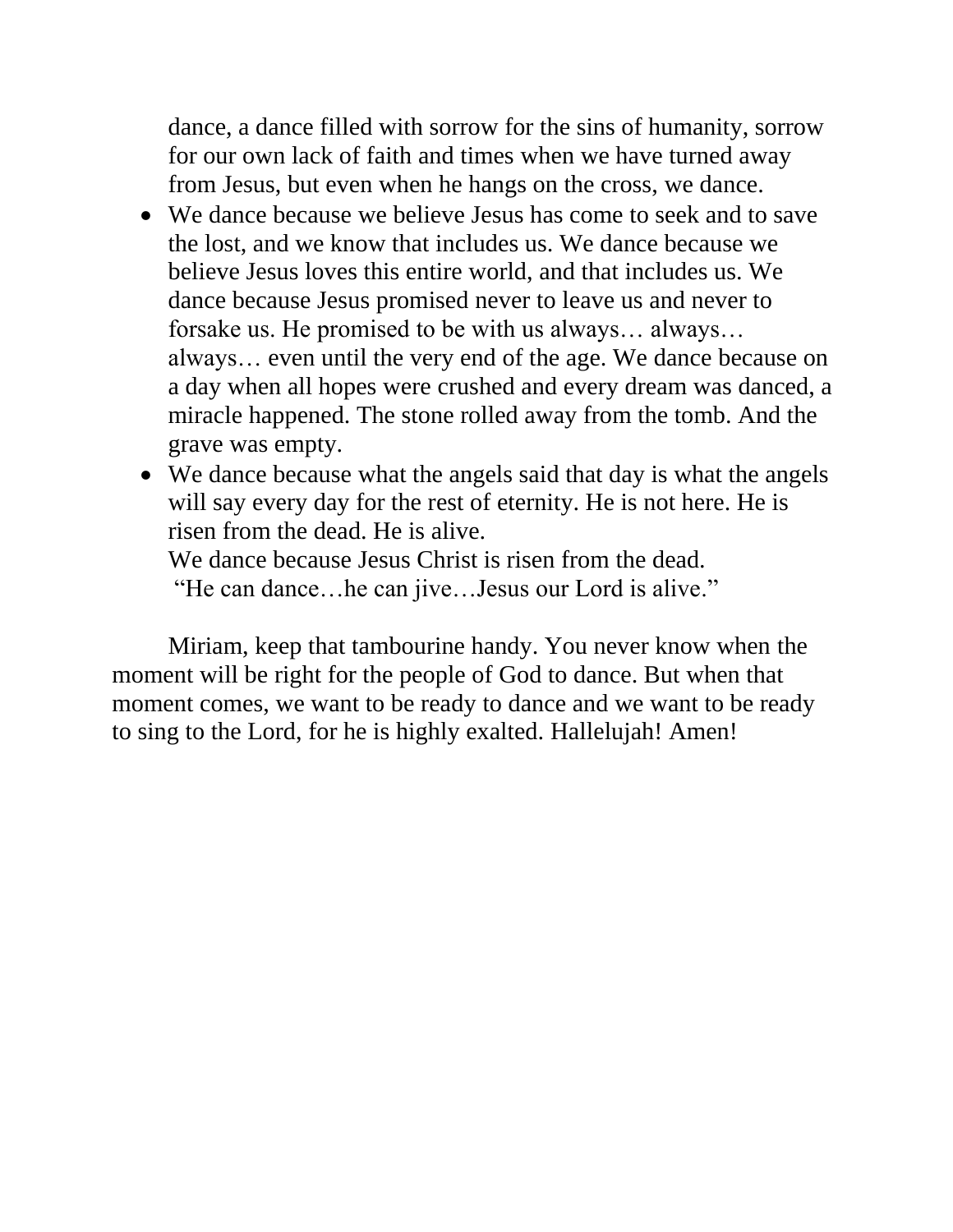dance, a dance filled with sorrow for the sins of humanity, sorrow for our own lack of faith and times when we have turned away from Jesus, but even when he hangs on the cross, we dance.

- We dance because we believe Jesus has come to seek and to save the lost, and we know that includes us. We dance because we believe Jesus loves this entire world, and that includes us. We dance because Jesus promised never to leave us and never to forsake us. He promised to be with us always… always… always… even until the very end of the age. We dance because on a day when all hopes were crushed and every dream was danced, a miracle happened. The stone rolled away from the tomb. And the grave was empty.
- We dance because what the angels said that day is what the angels will say every day for the rest of eternity. He is not here. He is risen from the dead. He is alive.
  We dance because Jesus Christ is risen from the dead.
  "He can dance…he can jive…Jesus our Lord is alive."

Miriam, keep that tambourine handy. You never know when the moment will be right for the people of God to dance. But when that moment comes, we want to be ready to dance and we want to be ready to sing to the Lord, for he is highly exalted. Hallelujah! Amen!